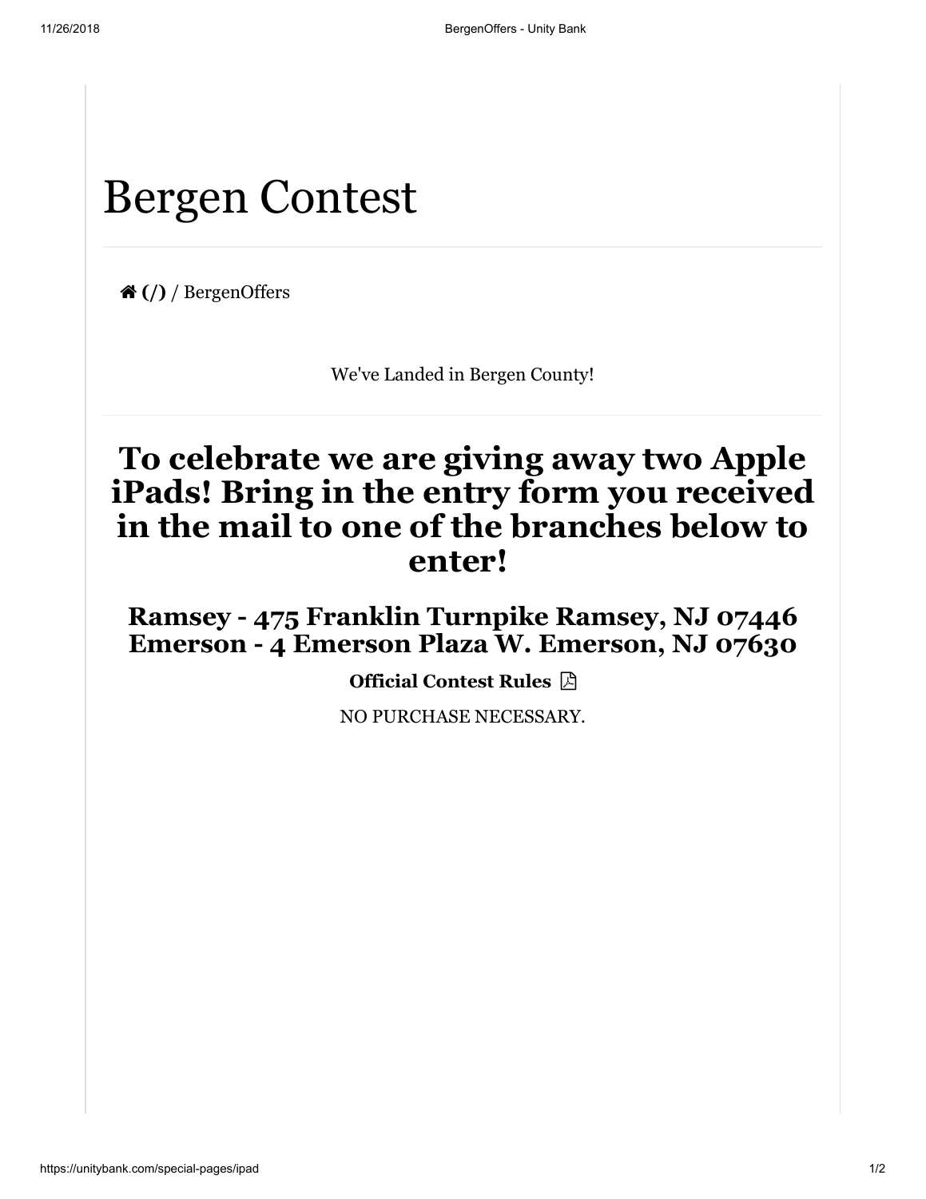# Bergen Contest

(/) / BergenOffers

We've Landed in Bergen County!

## To celebrate we are giving away two Apple iPads! Bring in the entry form you received in the mail to one of the branches below to enter!

### Ramsey - 475 Franklin Turnpike Ramsey, NJ 07446
### Emerson - 4 Emerson Plaza W. Emerson, NJ 07630

**Official Contest Rules**

NO PURCHASE NECESSARY.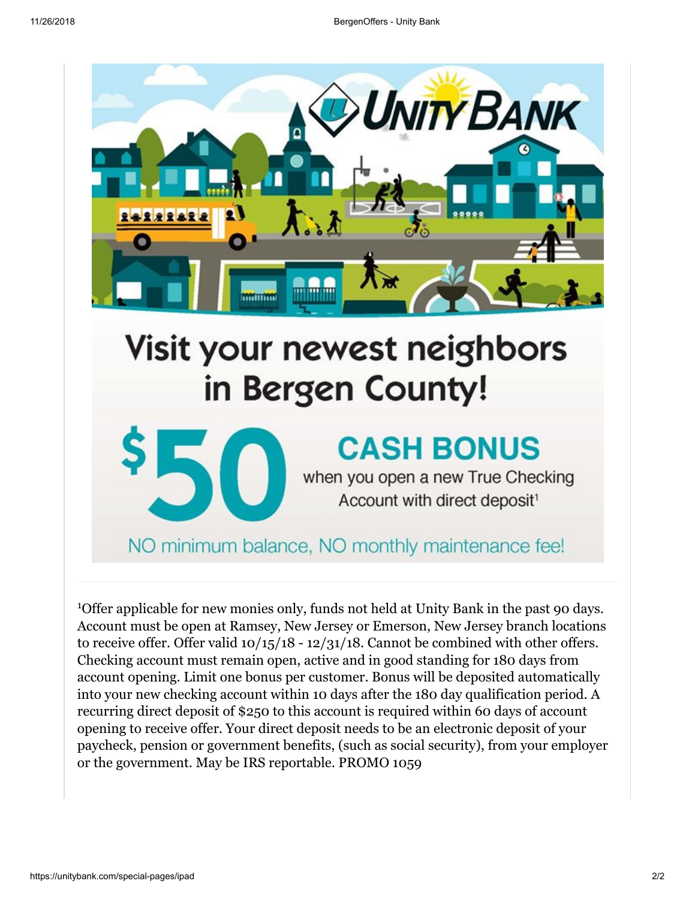# Visit your newest neighbors in Bergen County!

**$50 CASH BONUS** when you open a new True Checking Account with direct deposit[1]

NO minimum balance, NO monthly maintenance fee!

[1]Offer applicable for new monies only, funds not held at Unity Bank in the past 90 days. Account must be open at Ramsey, New Jersey or Emerson, New Jersey branch locations to receive offer. Offer valid 10/15/18 - 12/31/18. Cannot be combined with other offers. Checking account must remain open, active and in good standing for 180 days from account opening. Limit one bonus per customer. Bonus will be deposited automatically into your new checking account within 10 days after the 180 day qualification period. A recurring direct deposit of $250 to this account is required within 60 days of account opening to receive offer. Your direct deposit needs to be an electronic deposit of your paycheck, pension or government benefits, (such as social security), from your employer or the government. May be IRS reportable. PROMO 1059